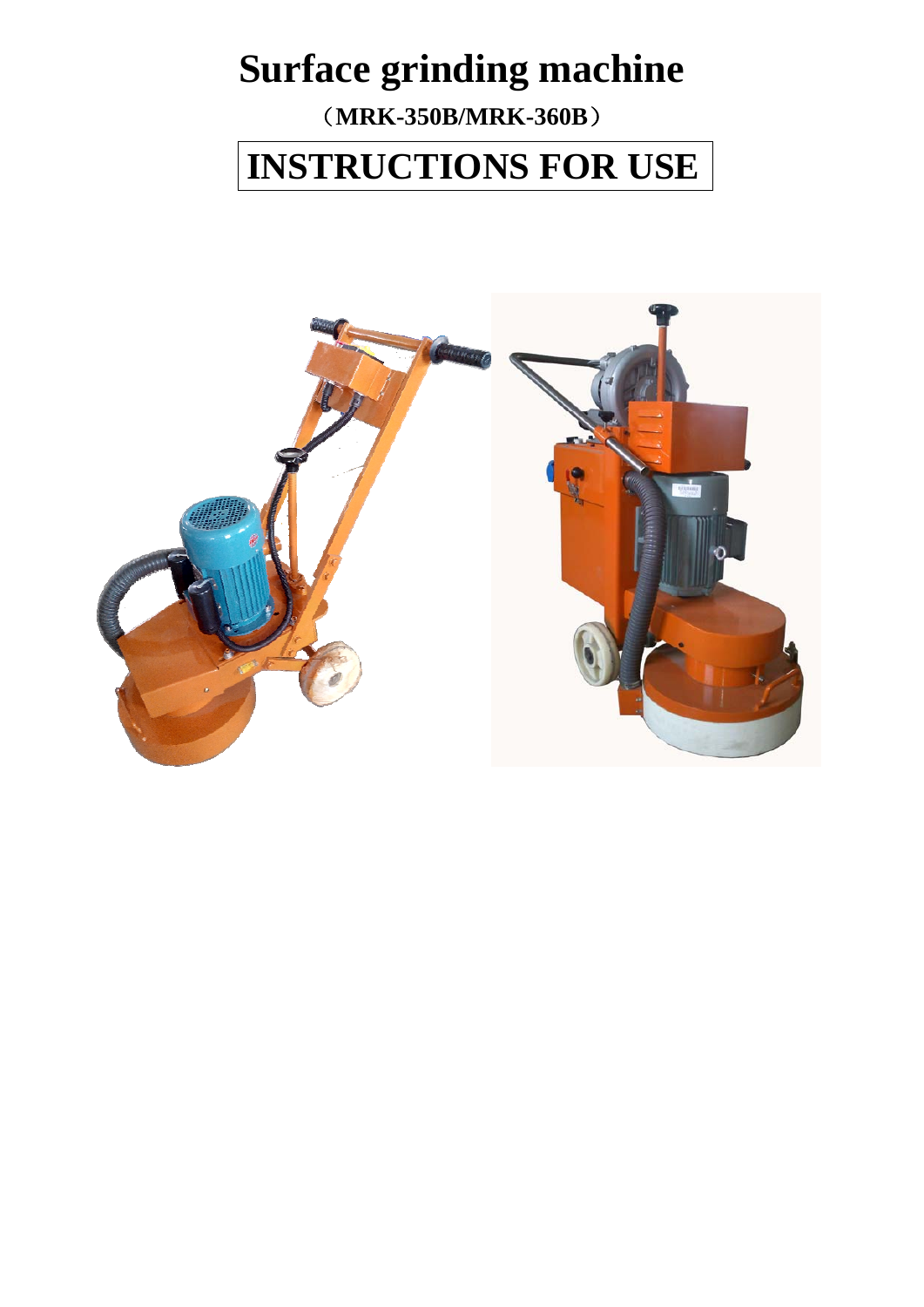# Surface grinding machine

**（MRK-350B/MRK-360B）**

# INSTRUCTIONS FOR USE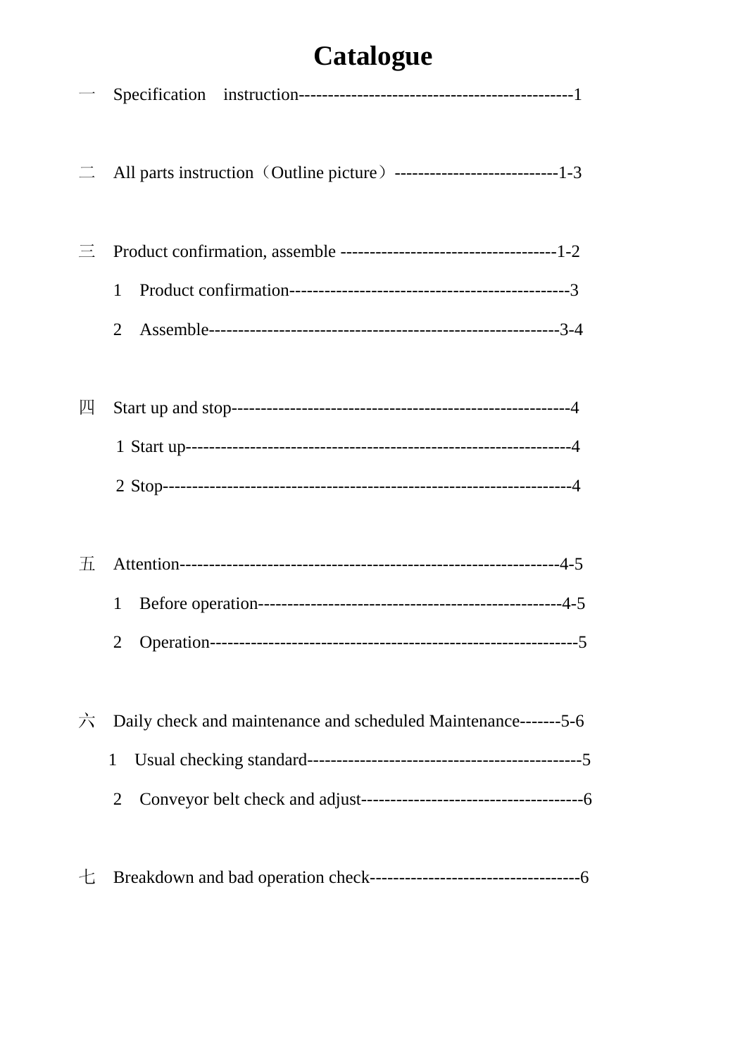# Catalogue

一　Specification　instruction-----------------------------------------------1

二　All parts instruction（Outline picture）----------------------------1-3

三　Product confirmation, assemble -------------------------------------1-2

　　1　Product confirmation-----------------------------------------------3

　　2　Assemble-----------------------------------------------------------3-4

四　Start up and stop---------------------------------------------------------4

　　1 Start up---------------------------------------------------------------4

　　2 Stop-------------------------------------------------------------------4

五　Attention-------------------------------------------------------------4-5

　　1　Before operation--------------------------------------------------4-5

　　2　Operation-------------------------------------------------------------5

六　Daily check and maintenance and scheduled Maintenance-------5-6

　　1　Usual checking standard---------------------------------------------5

　　2　Conveyor belt check and adjust-------------------------------------6

七　Breakdown and bad operation check-----------------------------------6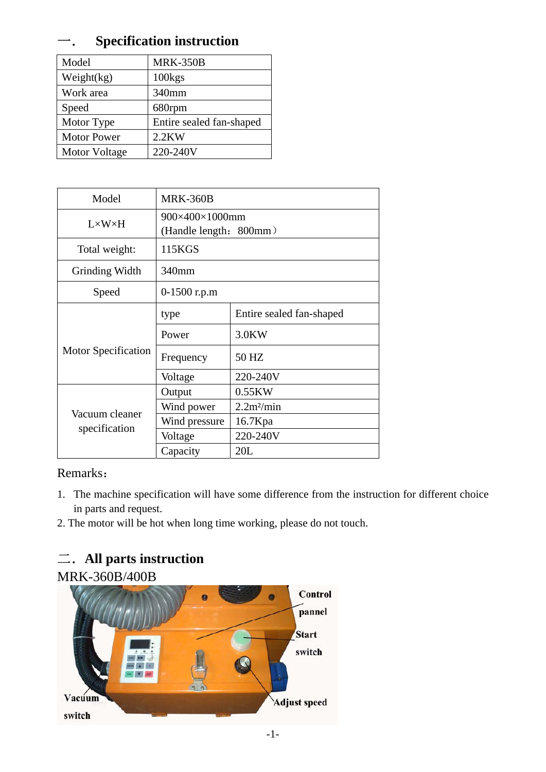## 一. Specification instruction

| Model | MRK-350B |
| --- | --- |
| Weight(kg) | 100kgs |
| Work area | 340mm |
| Speed | 680rpm |
| Motor Type | Entire sealed fan-shaped |
| Motor Power | 2.2KW |
| Motor Voltage | 220-240V |

| Model | MRK-360B | |
| --- | --- | --- |
| L×W×H | 900×400×1000mm (Handle length：800mm） | |
| Total weight: | 115KGS | |
| Grinding Width | 340mm | |
| Speed | 0-1500 r.p.m | |
| Motor Specification | type | Entire sealed fan-shaped |
| | Power | 3.0KW |
| | Frequency | 50 HZ |
| | Voltage | 220-240V |
| Vacuum cleaner specification | Output | 0.55KW |
| | Wind power | 2.2m²/min |
| | Wind pressure | 16.7Kpa |
| | Voltage | 220-240V |
| | Capacity | 20L |

Remarks：

1. The machine specification will have some difference from the instruction for different choice in parts and request.
2. The motor will be hot when long time working, please do not touch.

## 二. All parts instruction

MRK-360B/400B

Control pannel

Start switch

Adjust speed

Vacuum switch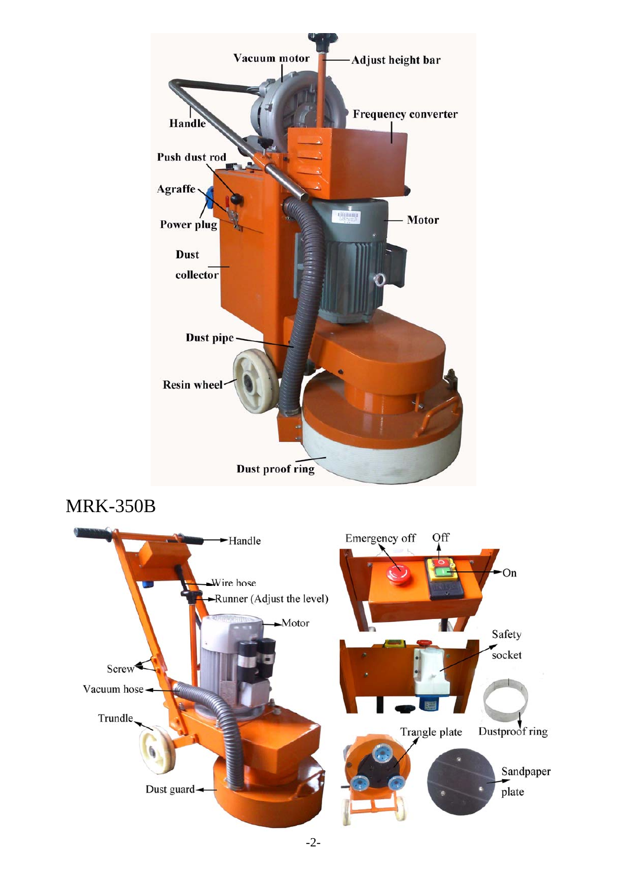Vacuum motor

Adjust height bar

Handle

Frequency converter

Push dust rod

Agraffe

Power plug

Motor

Dust collector

Dust pipe

Resin wheel

Dust proof ring

MRK-350B

Handle

Wire hose

Runner (Adjust the level)

Motor

Screw

Vacuum hose

Trundle

Dust guard

Emergency off

Off

On

Safety socket

Trangle plate

Dustproof ring

Sandpaper plate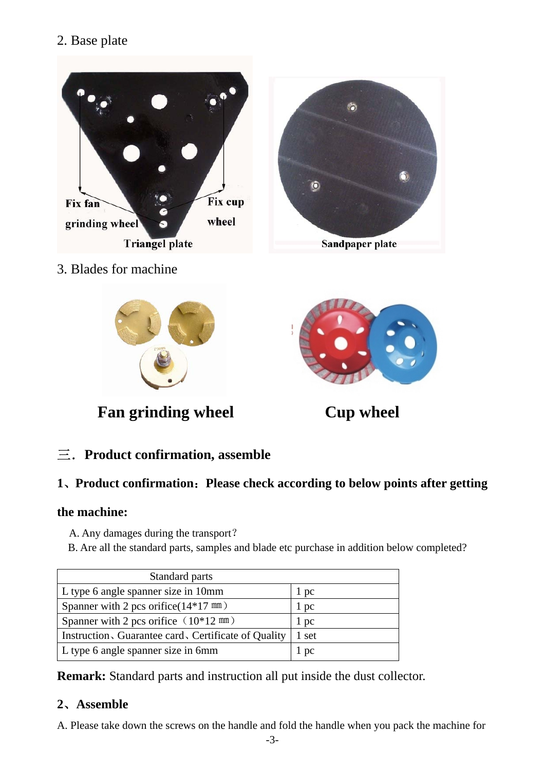2. Base plate

Fix fan grinding wheel

Fix cup wheel

Triangel plate

Sandpaper plate

3. Blades for machine

**Fan grinding wheel**

**Cup wheel**

## 三. Product confirmation, assemble

### 1、Product confirmation：Please check according to below points after getting the machine:

A. Any damages during the transport?

B. Are all the standard parts, samples and blade etc purchase in addition below completed?

| Standard parts | |
|---|---|
| L type 6 angle spanner size in 10mm | 1 pc |
| Spanner with 2 pcs orifice(14*17 ㎜) | 1 pc |
| Spanner with 2 pcs orifice（10*12 ㎜） | 1 pc |
| Instruction、Guarantee card、Certificate of Quality | 1 set |
| L type 6 angle spanner size in 6mm | 1 pc |

**Remark:** Standard parts and instruction all put inside the dust collector.

### 2、Assemble

A. Please take down the screws on the handle and fold the handle when you pack the machine for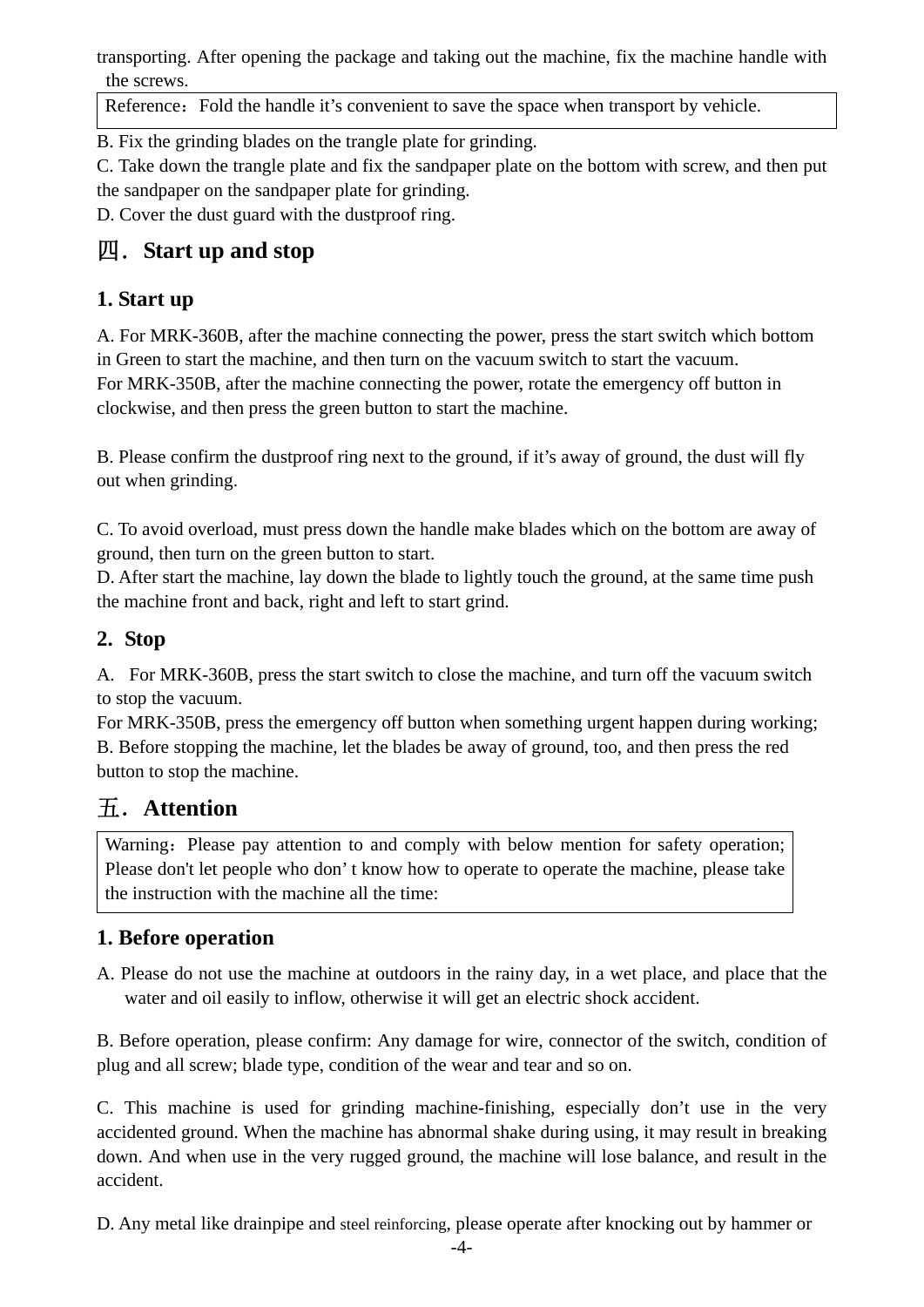transporting. After opening the package and taking out the machine, fix the machine handle with the screws.

| Reference：Fold the handle it's convenient to save the space when transport by vehicle. |
|---|

B. Fix the grinding blades on the trangle plate for grinding.
C. Take down the trangle plate and fix the sandpaper plate on the bottom with screw, and then put the sandpaper on the sandpaper plate for grinding.
D. Cover the dust guard with the dustproof ring.

## 四．Start up and stop

### 1. Start up

A. For MRK-360B, after the machine connecting the power, press the start switch which bottom in Green to start the machine, and then turn on the vacuum switch to start the vacuum.
For MRK-350B, after the machine connecting the power, rotate the emergency off button in clockwise, and then press the green button to start the machine.

B. Please confirm the dustproof ring next to the ground, if it's away of ground, the dust will fly out when grinding.

C. To avoid overload, must press down the handle make blades which on the bottom are away of ground, then turn on the green button to start.
D. After start the machine, lay down the blade to lightly touch the ground, at the same time push the machine front and back, right and left to start grind.

### 2. Stop

A. For MRK-360B, press the start switch to close the machine, and turn off the vacuum switch to stop the vacuum.
For MRK-350B, press the emergency off button when something urgent happen during working;
B. Before stopping the machine, let the blades be away of ground, too, and then press the red button to stop the machine.

## 五．Attention

| Warning：Please pay attention to and comply with below mention for safety operation; Please don't let people who don' t know how to operate to operate the machine, please take the instruction with the machine all the time: |
|---|

### 1. Before operation

A. Please do not use the machine at outdoors in the rainy day, in a wet place, and place that the water and oil easily to inflow, otherwise it will get an electric shock accident.

B. Before operation, please confirm: Any damage for wire, connector of the switch, condition of plug and all screw; blade type, condition of the wear and tear and so on.

C. This machine is used for grinding machine-finishing, especially don't use in the very accidented ground. When the machine has abnormal shake during using, it may result in breaking down. And when use in the very rugged ground, the machine will lose balance, and result in the accident.

D. Any metal like drainpipe and steel reinforcing, please operate after knocking out by hammer or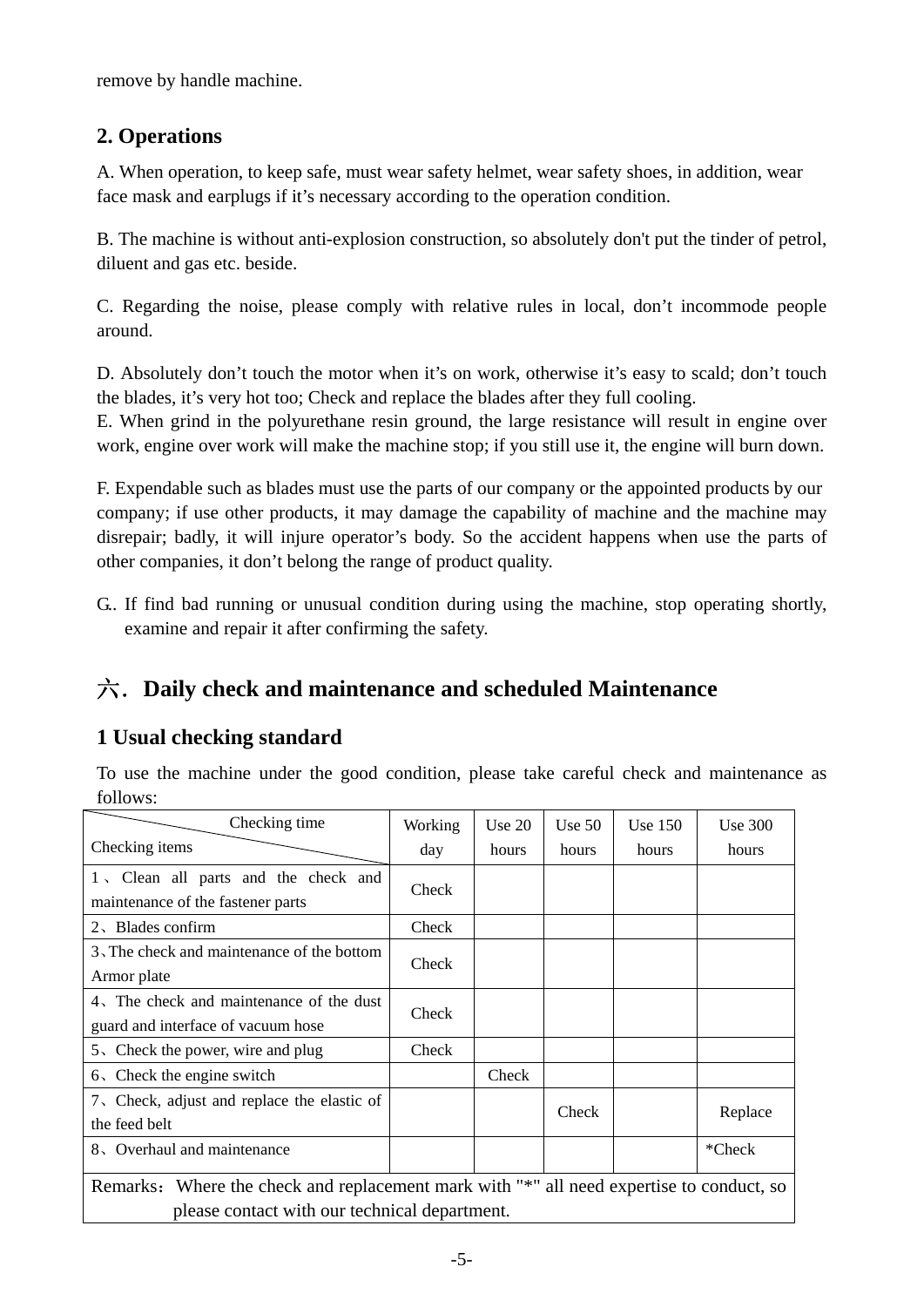remove by handle machine.

## 2. Operations

A. When operation, to keep safe, must wear safety helmet, wear safety shoes, in addition, wear face mask and earplugs if it’s necessary according to the operation condition.

B. The machine is without anti-explosion construction, so absolutely don't put the tinder of petrol, diluent and gas etc. beside.

C. Regarding the noise, please comply with relative rules in local, don’t incommode people around.

D. Absolutely don’t touch the motor when it’s on work, otherwise it’s easy to scald; don’t touch the blades, it’s very hot too; Check and replace the blades after they full cooling.
E. When grind in the polyurethane resin ground, the large resistance will result in engine over work, engine over work will make the machine stop; if you still use it, the engine will burn down.

F. Expendable such as blades must use the parts of our company or the appointed products by our company; if use other products, it may damage the capability of machine and the machine may disrepair; badly, it will injure operator’s body. So the accident happens when use the parts of other companies, it don’t belong the range of product quality.

G.. If find bad running or unusual condition during using the machine, stop operating shortly, examine and repair it after confirming the safety.

# 六. Daily check and maintenance and scheduled Maintenance

## 1 Usual checking standard

To use the machine under the good condition, please take careful check and maintenance as follows:

| Checking time / Checking items | Working day | Use 20 hours | Use 50 hours | Use 150 hours | Use 300 hours |
|---|---|---|---|---|---|
| 1、Clean all parts and the check and maintenance of the fastener parts | Check | | | | |
| 2、Blades confirm | Check | | | | |
| 3、The check and maintenance of the bottom Armor plate | Check | | | | |
| 4、The check and maintenance of the dust guard and interface of vacuum hose | Check | | | | |
| 5、Check the power, wire and plug | Check | | | | |
| 6、Check the engine switch | | Check | | | |
| 7、Check, adjust and replace the elastic of the feed belt | | | Check | | Replace |
| 8、Overhaul and maintenance | | | | | *Check |
| Remarks：Where the check and replacement mark with "*" all need expertise to conduct, so please contact with our technical department. | | | | | |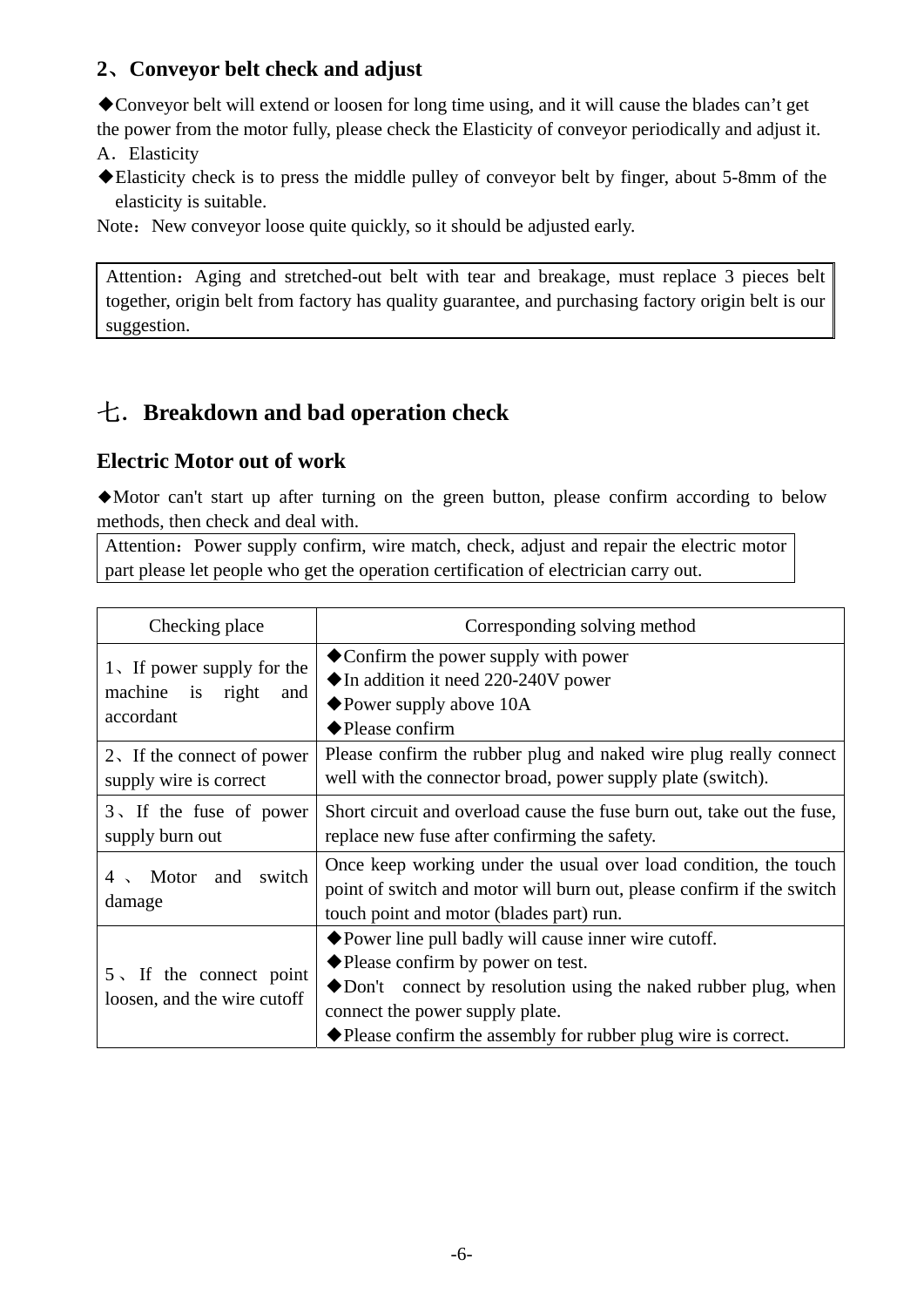## 2、Conveyor belt check and adjust

◆Conveyor belt will extend or loosen for long time using, and it will cause the blades can't get the power from the motor fully, please check the Elasticity of conveyor periodically and adjust it.

A．Elasticity

◆Elasticity check is to press the middle pulley of conveyor belt by finger, about 5-8mm of the elasticity is suitable.

Note：New conveyor loose quite quickly, so it should be adjusted early.

| Attention：Aging and stretched-out belt with tear and breakage, must replace 3 pieces belt together, origin belt from factory has quality guarantee, and purchasing factory origin belt is our suggestion. |
|---|

# 七．Breakdown and bad operation check

## Electric Motor out of work

◆Motor can't start up after turning on the green button, please confirm according to below methods, then check and deal with.

| Attention：Power supply confirm, wire match, check, adjust and repair the electric motor part please let people who get the operation certification of electrician carry out. |
|---|

| Checking place | Corresponding solving method |
|---|---|
| 1、If power supply for the machine is right and accordant | ◆Confirm the power supply with power<br>◆In addition it need 220-240V power<br>◆Power supply above 10A<br>◆Please confirm |
| 2、If the connect of power supply wire is correct | Please confirm the rubber plug and naked wire plug really connect well with the connector broad, power supply plate (switch). |
| 3、If the fuse of power supply burn out | Short circuit and overload cause the fuse burn out, take out the fuse, replace new fuse after confirming the safety. |
| 4、Motor and switch damage | Once keep working under the usual over load condition, the touch point of switch and motor will burn out, please confirm if the switch touch point and motor (blades part) run. |
| 5、If the connect point loosen, and the wire cutoff | ◆Power line pull badly will cause inner wire cutoff.<br>◆Please confirm by power on test.<br>◆Don't connect by resolution using the naked rubber plug, when connect the power supply plate.<br>◆Please confirm the assembly for rubber plug wire is correct. |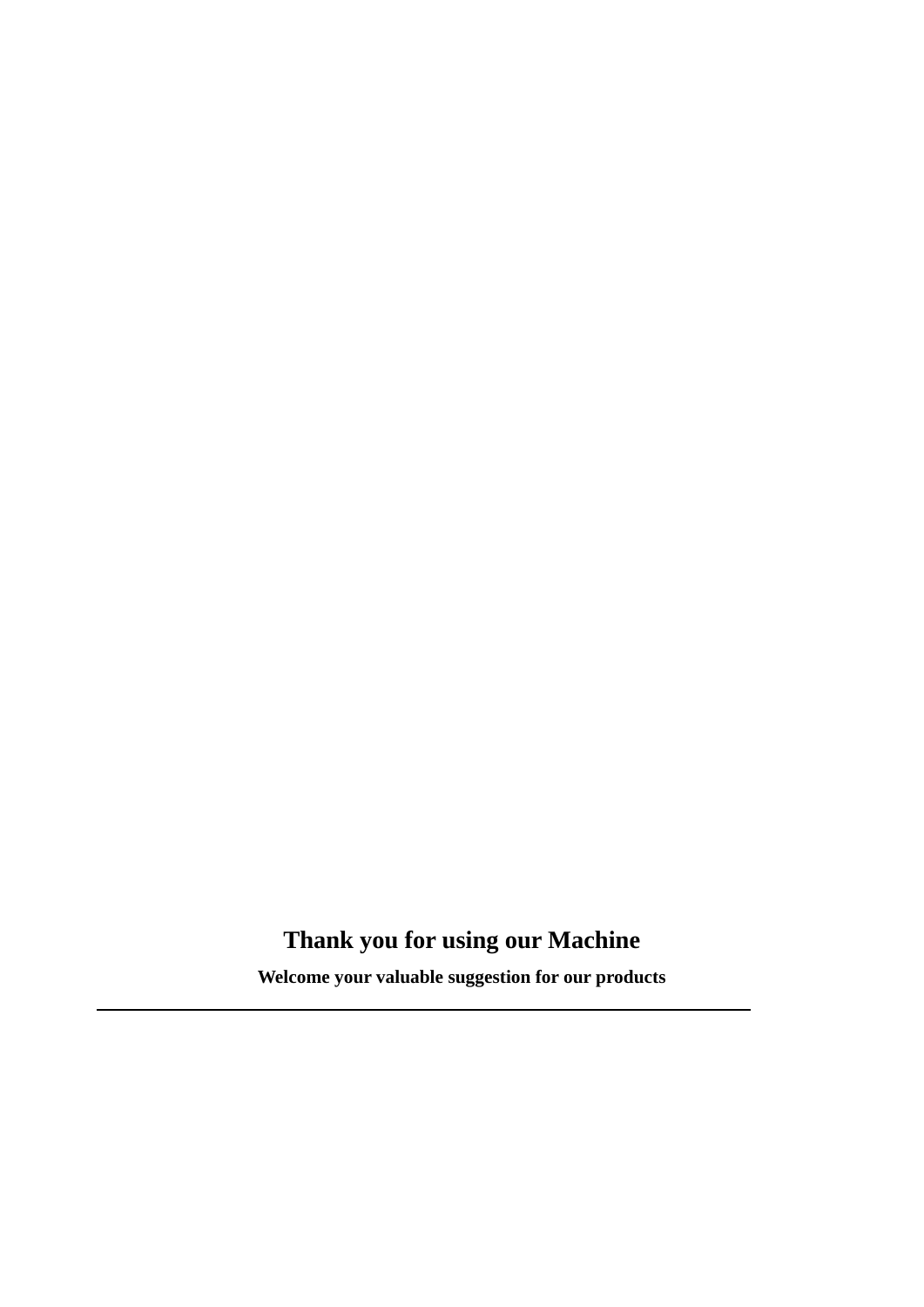**Thank you for using our Machine**

**Welcome your valuable suggestion for our products**

---